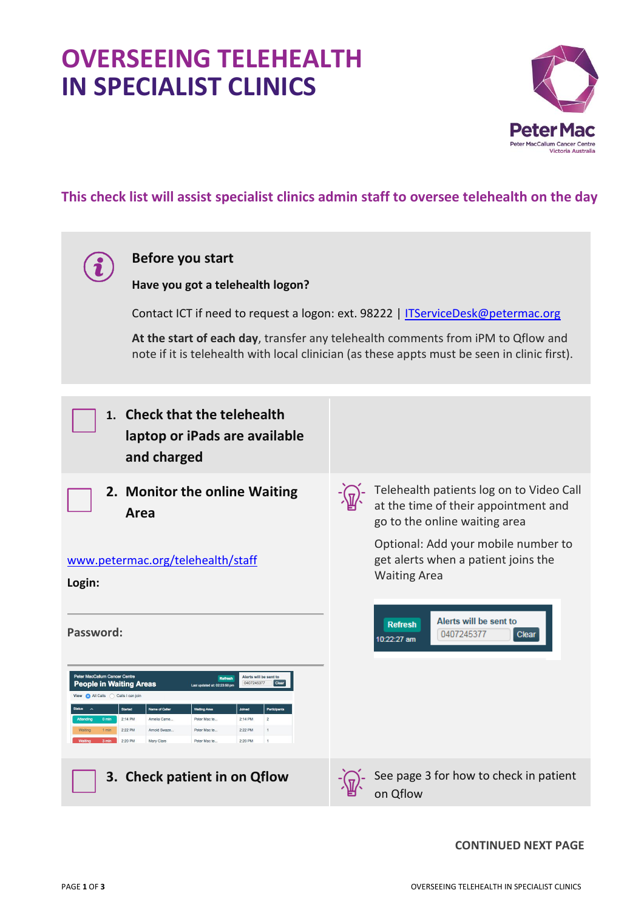# OVERSEEING TELEHEALTH IN SPECIALIST CLINICS

Peter Mac
Peter MacCallum Cancer Centre
Victoria Australia

## This check list will assist specialist clinics admin staff to oversee telehealth on the day

### Before you start

**Have you got a telehealth logon?**

Contact ICT if need to request a logon: ext. 98222 | ITServiceDesk@petermac.org

**At the start of each day**, transfer any telehealth comments from iPM to Qflow and note if it is telehealth with local clinician (as these appts must be seen in clinic first).

- [ ] **1. Check that the telehealth laptop or iPads are available and charged**

- [ ] **2. Monitor the online Waiting Area**

www.petermac.org/telehealth/staff

**Login:**

**Password:**

Telehealth patients log on to Video Call at the time of their appointment and go to the online waiting area

Optional: Add your mobile number to get alerts when a patient joins the Waiting Area

- [ ] **3. Check patient in on Qflow**

See page 3 for how to check in patient on Qflow

**CONTINUED NEXT PAGE**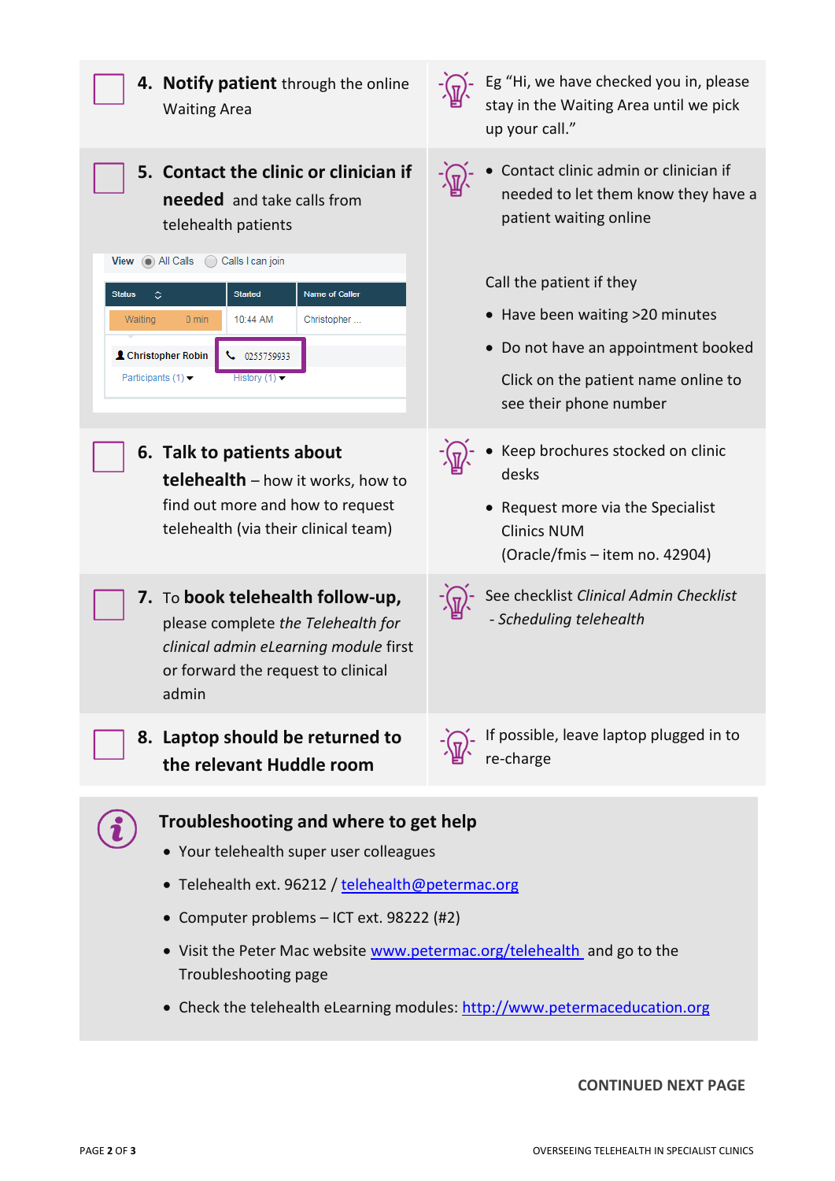☐ **4. Notify patient** through the online Waiting Area

Eg "Hi, we have checked you in, please stay in the Waiting Area until we pick up your call."

☐ **5. Contact the clinic or clinician if needed** and take calls from telehealth patients

View ◉ All Calls ○ Calls I can join

| Status | Started | Name of Caller |
|---|---|---|
| Waiting 0 min | 10:44 AM | Christopher ... |
| Christopher Robin | 0255759933 | |
| Participants (1) | History (1) | |

- Contact clinic admin or clinician if needed to let them know they have a patient waiting online

Call the patient if they

- Have been waiting >20 minutes
- Do not have an appointment booked

  Click on the patient name online to see their phone number

☐ **6. Talk to patients about telehealth** – how it works, how to find out more and how to request telehealth (via their clinical team)

- Keep brochures stocked on clinic desks
- Request more via the Specialist Clinics NUM (Oracle/fmis – item no. 42904)

☐ **7.** To **book telehealth follow-up,** please complete *the Telehealth for clinical admin eLearning module* first or forward the request to clinical admin

See checklist *Clinical Admin Checklist - Scheduling telehealth*

☐ **8. Laptop should be returned to the relevant Huddle room**

If possible, leave laptop plugged in to re-charge

## Troubleshooting and where to get help

- Your telehealth super user colleagues
- Telehealth ext. 96212 / telehealth@petermac.org
- Computer problems – ICT ext. 98222 (#2)
- Visit the Peter Mac website www.petermac.org/telehealth and go to the Troubleshooting page
- Check the telehealth eLearning modules: http://www.petermaceducation.org

**CONTINUED NEXT PAGE**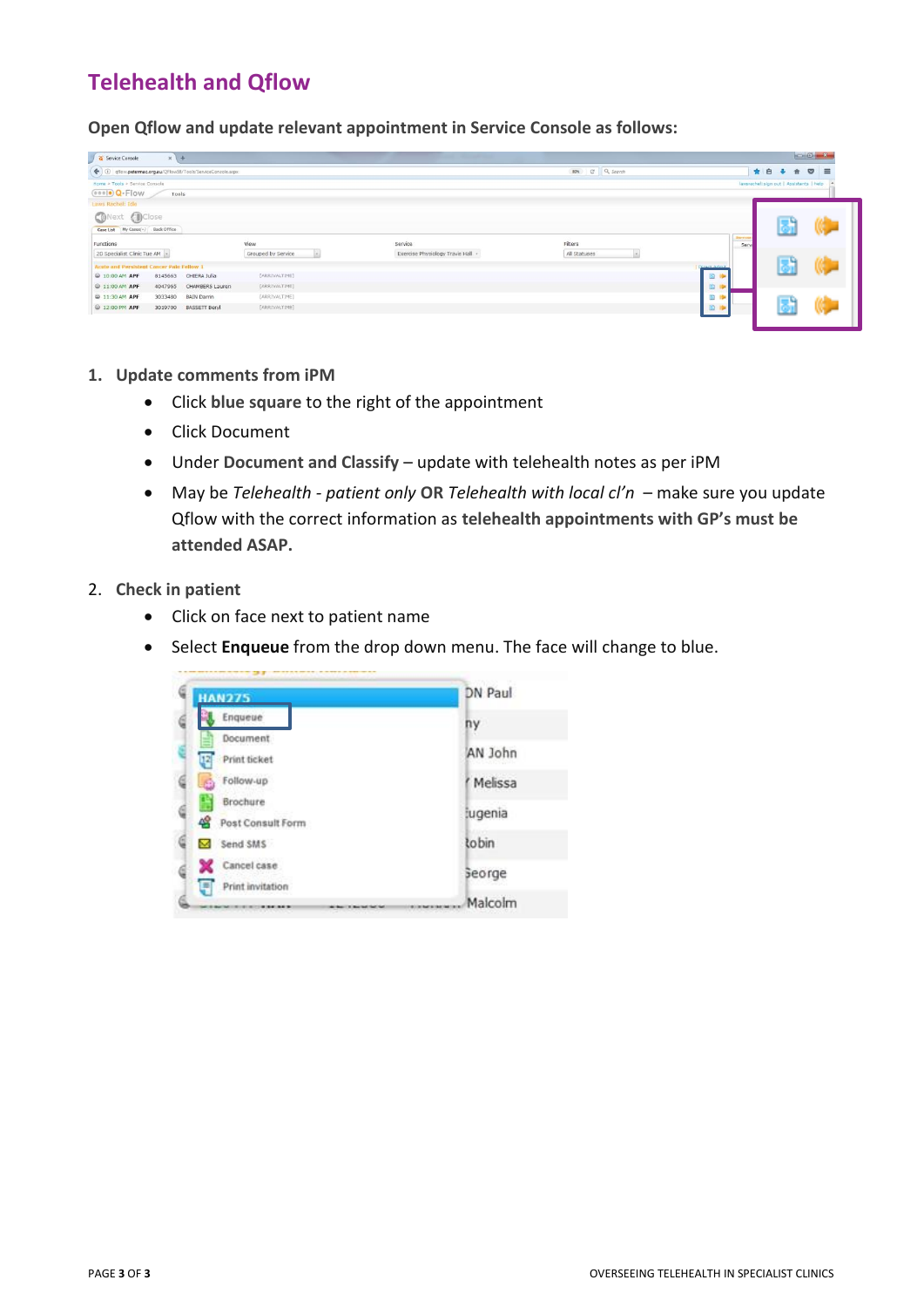## Telehealth and Qflow

**Open Qflow and update relevant appointment in Service Console as follows:**

1. **Update comments from iPM**
   - Click **blue square** to the right of the appointment
   - Click Document
   - Under **Document and Classify** – update with telehealth notes as per iPM
   - May be *Telehealth - patient only* **OR** *Telehealth with local cl'n* – make sure you update Qflow with the correct information as **telehealth appointments with GP's must be attended ASAP.**

2. **Check in patient**
   - Click on face next to patient name
   - Select **Enqueue** from the drop down menu. The face will change to blue.